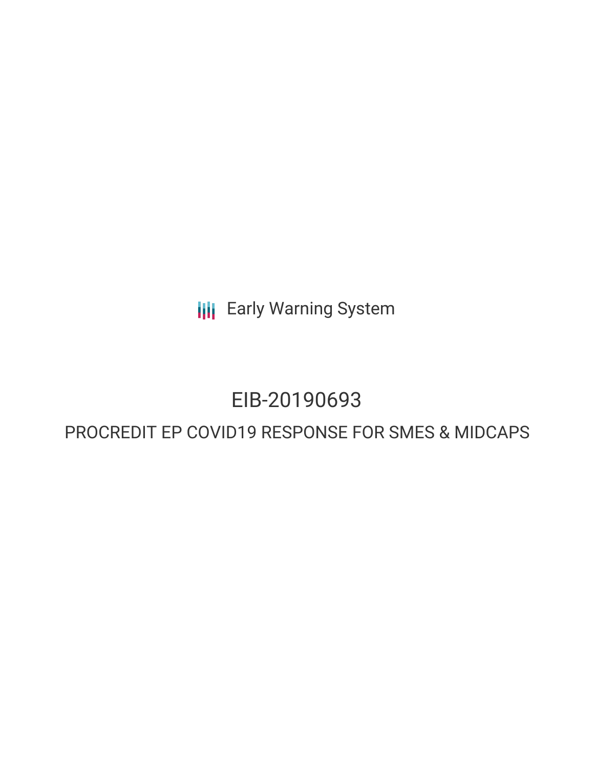Early Warning System

# EIB-20190693

## PROCREDIT EP COVID19 RESPONSE FOR SMES & MIDCAPS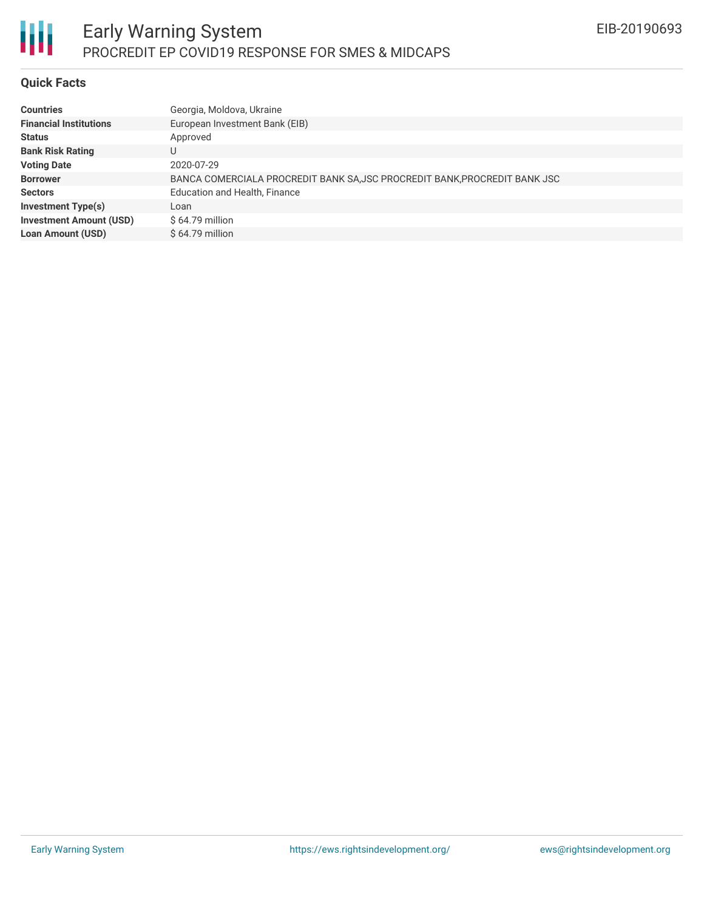# Early Warning System

## PROCREDIT EP COVID19 RESPONSE FOR SMES & MIDCAPS

EIB-20190693

### Quick Facts

| | |
|---|---|
| **Countries** | Georgia, Moldova, Ukraine |
| **Financial Institutions** | European Investment Bank (EIB) |
| **Status** | Approved |
| **Bank Risk Rating** | U |
| **Voting Date** | 2020-07-29 |
| **Borrower** | BANCA COMERCIALA PROCREDIT BANK SA,JSC PROCREDIT BANK,PROCREDIT BANK JSC |
| **Sectors** | Education and Health, Finance |
| **Investment Type(s)** | Loan |
| **Investment Amount (USD)** | $ 64.79 million |
| **Loan Amount (USD)** | $ 64.79 million |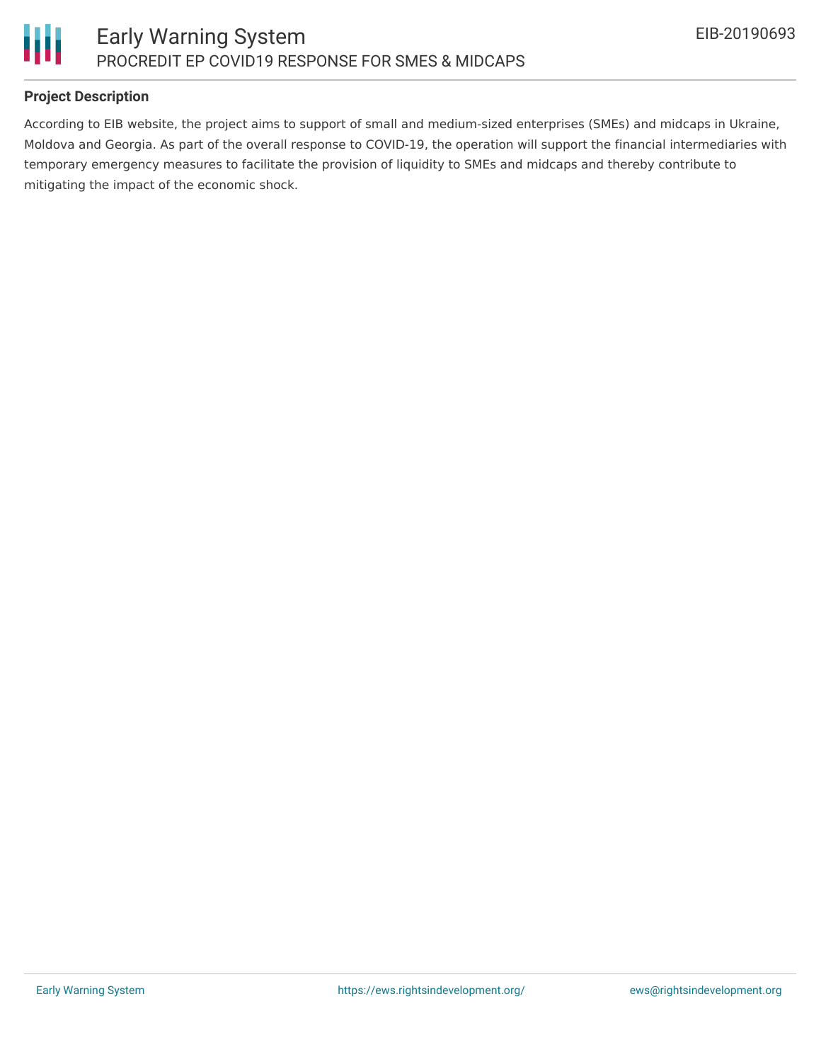**Project Description**

According to EIB website, the project aims to support of small and medium-sized enterprises (SMEs) and midcaps in Ukraine, Moldova and Georgia. As part of the overall response to COVID-19, the operation will support the financial intermediaries with temporary emergency measures to facilitate the provision of liquidity to SMEs and midcaps and thereby contribute to mitigating the impact of the economic shock.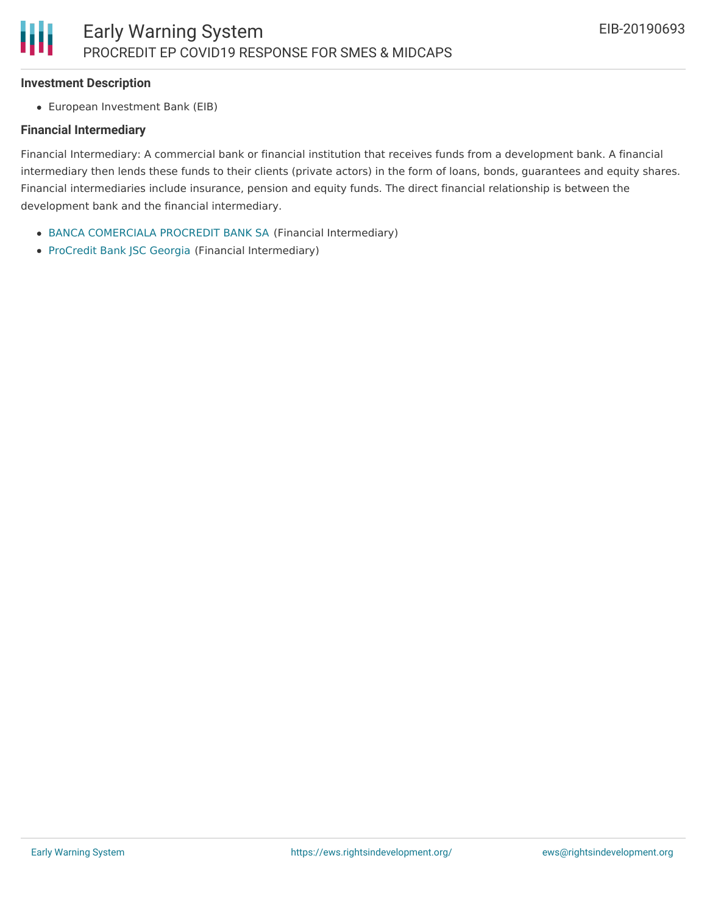**Investment Description**

- European Investment Bank (EIB)

**Financial Intermediary**

Financial Intermediary: A commercial bank or financial institution that receives funds from a development bank. A financial intermediary then lends these funds to their clients (private actors) in the form of loans, bonds, guarantees and equity shares. Financial intermediaries include insurance, pension and equity funds. The direct financial relationship is between the development bank and the financial intermediary.

- BANCA COMERCIALA PROCREDIT BANK SA (Financial Intermediary)
- ProCredit Bank JSC Georgia (Financial Intermediary)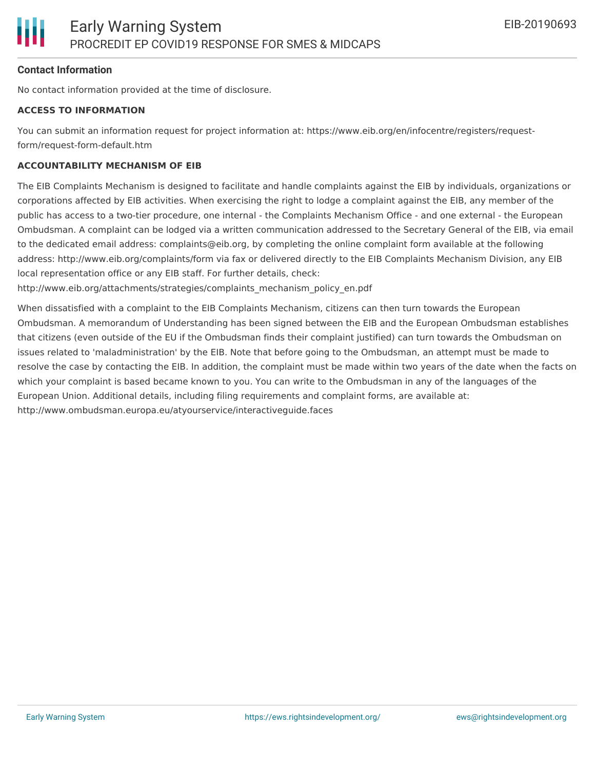**Contact Information**

No contact information provided at the time of disclosure.

**ACCESS TO INFORMATION**

You can submit an information request for project information at: https://www.eib.org/en/infocentre/registers/request-form/request-form-default.htm

**ACCOUNTABILITY MECHANISM OF EIB**

The EIB Complaints Mechanism is designed to facilitate and handle complaints against the EIB by individuals, organizations or corporations affected by EIB activities. When exercising the right to lodge a complaint against the EIB, any member of the public has access to a two-tier procedure, one internal - the Complaints Mechanism Office - and one external - the European Ombudsman. A complaint can be lodged via a written communication addressed to the Secretary General of the EIB, via email to the dedicated email address: complaints@eib.org, by completing the online complaint form available at the following address: http://www.eib.org/complaints/form via fax or delivered directly to the EIB Complaints Mechanism Division, any EIB local representation office or any EIB staff. For further details, check: http://www.eib.org/attachments/strategies/complaints_mechanism_policy_en.pdf

When dissatisfied with a complaint to the EIB Complaints Mechanism, citizens can then turn towards the European Ombudsman. A memorandum of Understanding has been signed between the EIB and the European Ombudsman establishes that citizens (even outside of the EU if the Ombudsman finds their complaint justified) can turn towards the Ombudsman on issues related to 'maladministration' by the EIB. Note that before going to the Ombudsman, an attempt must be made to resolve the case by contacting the EIB. In addition, the complaint must be made within two years of the date when the facts on which your complaint is based became known to you. You can write to the Ombudsman in any of the languages of the European Union. Additional details, including filing requirements and complaint forms, are available at: http://www.ombudsman.europa.eu/atyourservice/interactiveguide.faces